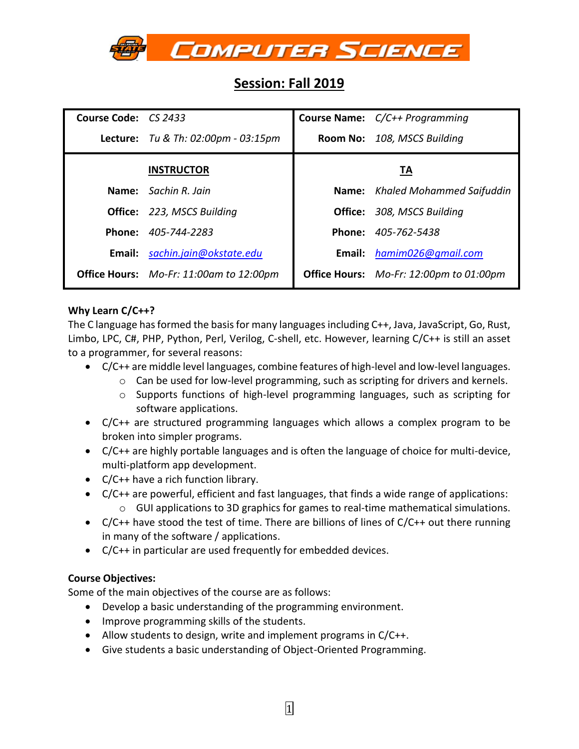# Computer Science

## Session: Fall 2019

| Course Code: | CS 2433 | Course Name: | C/C++ Programming |
|---|---|---|---|
| Lecture: | Tu & Th: 02:00pm - 03:15pm | Room No: | 108, MSCS Building |
| | **INSTRUCTOR** | | **TA** |
| Name: | Sachin R. Jain | Name: | Khaled Mohammed Saifuddin |
| Office: | 223, MSCS Building | Office: | 308, MSCS Building |
| Phone: | 405-744-2283 | Phone: | 405-762-5438 |
| Email: | sachin.jain@okstate.edu | Email: | hamim026@gmail.com |
| Office Hours: | Mo-Fr: 11:00am to 12:00pm | Office Hours: | Mo-Fr: 12:00pm to 01:00pm |

**Why Learn C/C++?**

The C language has formed the basis for many languages including C++, Java, JavaScript, Go, Rust, Limbo, LPC, C#, PHP, Python, Perl, Verilog, C-shell, etc. However, learning C/C++ is still an asset to a programmer, for several reasons:

- C/C++ are middle level languages, combine features of high-level and low-level languages.
  - Can be used for low-level programming, such as scripting for drivers and kernels.
  - Supports functions of high-level programming languages, such as scripting for software applications.
- C/C++ are structured programming languages which allows a complex program to be broken into simpler programs.
- C/C++ are highly portable languages and is often the language of choice for multi-device, multi-platform app development.
- C/C++ have a rich function library.
- C/C++ are powerful, efficient and fast languages, that finds a wide range of applications:
  - GUI applications to 3D graphics for games to real-time mathematical simulations.
- C/C++ have stood the test of time. There are billions of lines of C/C++ out there running in many of the software / applications.
- C/C++ in particular are used frequently for embedded devices.

**Course Objectives:**

Some of the main objectives of the course are as follows:

- Develop a basic understanding of the programming environment.
- Improve programming skills of the students.
- Allow students to design, write and implement programs in C/C++.
- Give students a basic understanding of Object-Oriented Programming.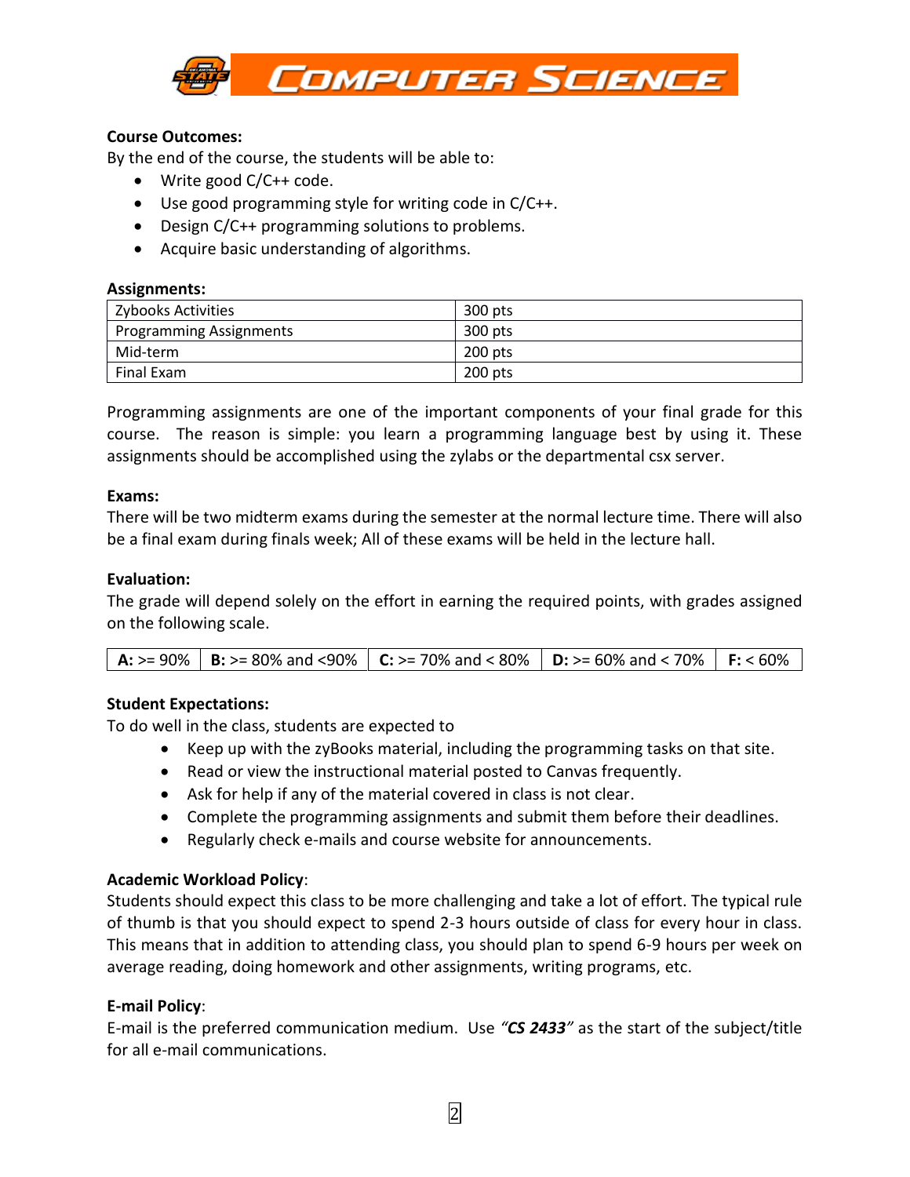**Course Outcomes:**

By the end of the course, the students will be able to:

- Write good C/C++ code.
- Use good programming style for writing code in C/C++.
- Design C/C++ programming solutions to problems.
- Acquire basic understanding of algorithms.

**Assignments:**

| Zybooks Activities | 300 pts |
|---|---|
| Programming Assignments | 300 pts |
| Mid-term | 200 pts |
| Final Exam | 200 pts |

Programming assignments are one of the important components of your final grade for this course. The reason is simple: you learn a programming language best by using it. These assignments should be accomplished using the zylabs or the departmental csx server.

**Exams:**

There will be two midterm exams during the semester at the normal lecture time. There will also be a final exam during finals week; All of these exams will be held in the lecture hall.

**Evaluation:**

The grade will depend solely on the effort in earning the required points, with grades assigned on the following scale.

| **A:** >= 90% | **B:** >= 80% and <90% | **C:** >= 70% and < 80% | **D:** >= 60% and < 70% | **F:** < 60% |
|---|---|---|---|---|

**Student Expectations:**

To do well in the class, students are expected to

- Keep up with the zyBooks material, including the programming tasks on that site.
- Read or view the instructional material posted to Canvas frequently.
- Ask for help if any of the material covered in class is not clear.
- Complete the programming assignments and submit them before their deadlines.
- Regularly check e-mails and course website for announcements.

**Academic Workload Policy**:

Students should expect this class to be more challenging and take a lot of effort. The typical rule of thumb is that you should expect to spend 2-3 hours outside of class for every hour in class. This means that in addition to attending class, you should plan to spend 6-9 hours per week on average reading, doing homework and other assignments, writing programs, etc.

**E-mail Policy**:

E-mail is the preferred communication medium. Use *"**CS 2433**"* as the start of the subject/title for all e-mail communications.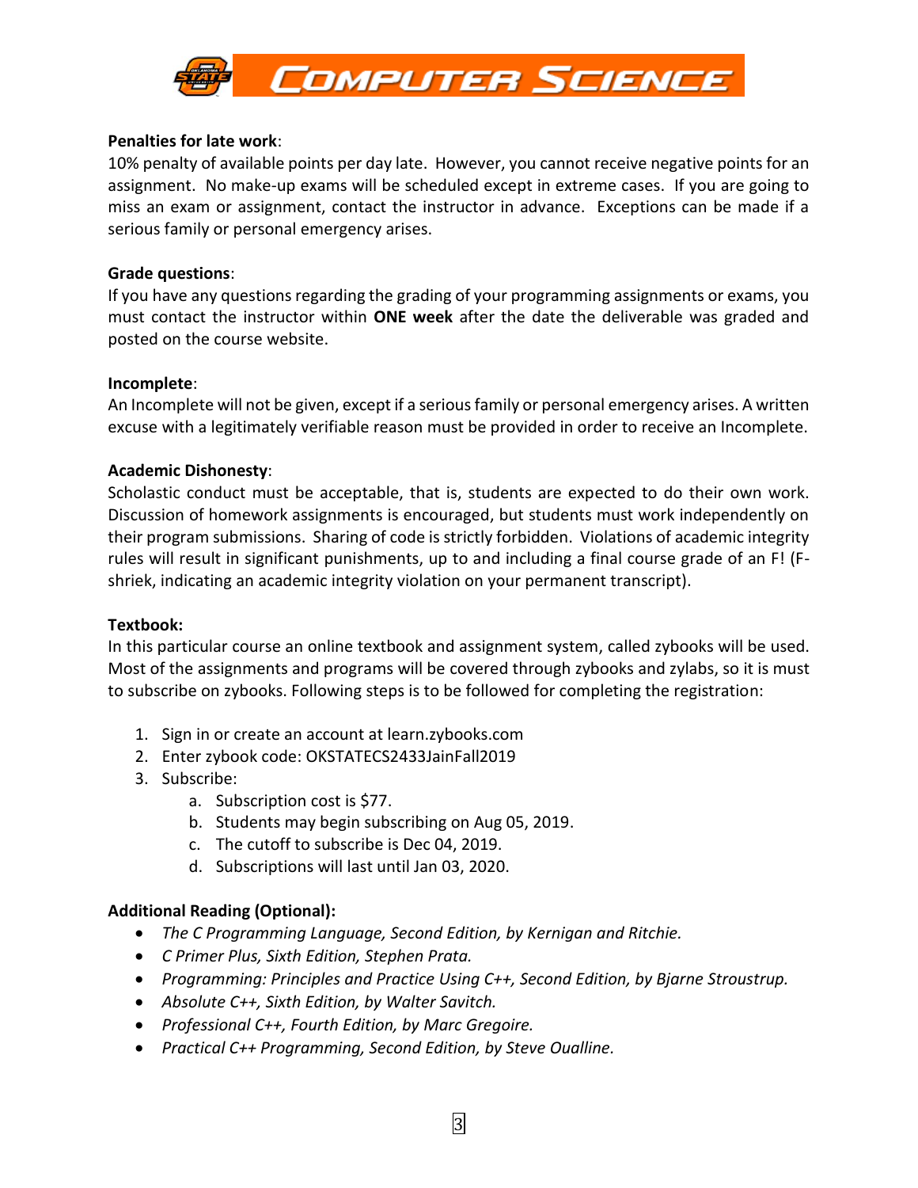**Penalties for late work**:
10% penalty of available points per day late. However, you cannot receive negative points for an assignment. No make-up exams will be scheduled except in extreme cases. If you are going to miss an exam or assignment, contact the instructor in advance. Exceptions can be made if a serious family or personal emergency arises.

**Grade questions**:
If you have any questions regarding the grading of your programming assignments or exams, you must contact the instructor within **ONE week** after the date the deliverable was graded and posted on the course website.

**Incomplete**:
An Incomplete will not be given, except if a serious family or personal emergency arises. A written excuse with a legitimately verifiable reason must be provided in order to receive an Incomplete.

**Academic Dishonesty**:
Scholastic conduct must be acceptable, that is, students are expected to do their own work. Discussion of homework assignments is encouraged, but students must work independently on their program submissions. Sharing of code is strictly forbidden. Violations of academic integrity rules will result in significant punishments, up to and including a final course grade of an F! (F-shriek, indicating an academic integrity violation on your permanent transcript).

**Textbook:**
In this particular course an online textbook and assignment system, called zybooks will be used. Most of the assignments and programs will be covered through zybooks and zylabs, so it is must to subscribe on zybooks. Following steps is to be followed for completing the registration:

1. Sign in or create an account at learn.zybooks.com
2. Enter zybook code: OKSTATECS2433JainFall2019
3. Subscribe:
    a. Subscription cost is $77.
    b. Students may begin subscribing on Aug 05, 2019.
    c. The cutoff to subscribe is Dec 04, 2019.
    d. Subscriptions will last until Jan 03, 2020.

**Additional Reading (Optional):**

- *The C Programming Language, Second Edition, by Kernigan and Ritchie.*
- *C Primer Plus, Sixth Edition, Stephen Prata.*
- *Programming: Principles and Practice Using C++, Second Edition, by Bjarne Stroustrup.*
- *Absolute C++, Sixth Edition, by Walter Savitch.*
- *Professional C++, Fourth Edition, by Marc Gregoire.*
- *Practical C++ Programming, Second Edition, by Steve Oualline.*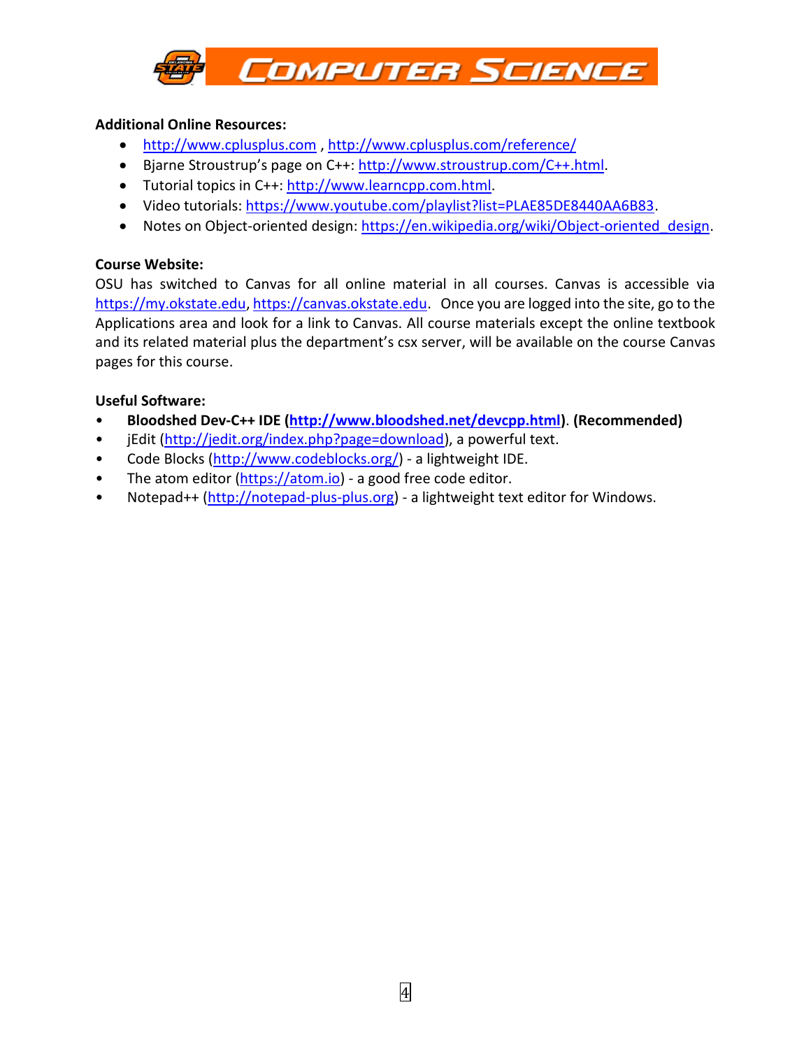**Additional Online Resources:**

- http://www.cplusplus.com , http://www.cplusplus.com/reference/
- Bjarne Stroustrup's page on C++: http://www.stroustrup.com/C++.html.
- Tutorial topics in C++: http://www.learncpp.com.html.
- Video tutorials: https://www.youtube.com/playlist?list=PLAE85DE8440AA6B83.
- Notes on Object-oriented design: https://en.wikipedia.org/wiki/Object-oriented_design.

**Course Website:**

OSU has switched to Canvas for all online material in all courses. Canvas is accessible via https://my.okstate.edu, https://canvas.okstate.edu. Once you are logged into the site, go to the Applications area and look for a link to Canvas. All course materials except the online textbook and its related material plus the department's csx server, will be available on the course Canvas pages for this course.

**Useful Software:**

- **Bloodshed Dev-C++ IDE (http://www.bloodshed.net/devcpp.html). (Recommended)**
- jEdit (http://jedit.org/index.php?page=download), a powerful text.
- Code Blocks (http://www.codeblocks.org/) - a lightweight IDE.
- The atom editor (https://atom.io) - a good free code editor.
- Notepad++ (http://notepad-plus-plus.org) - a lightweight text editor for Windows.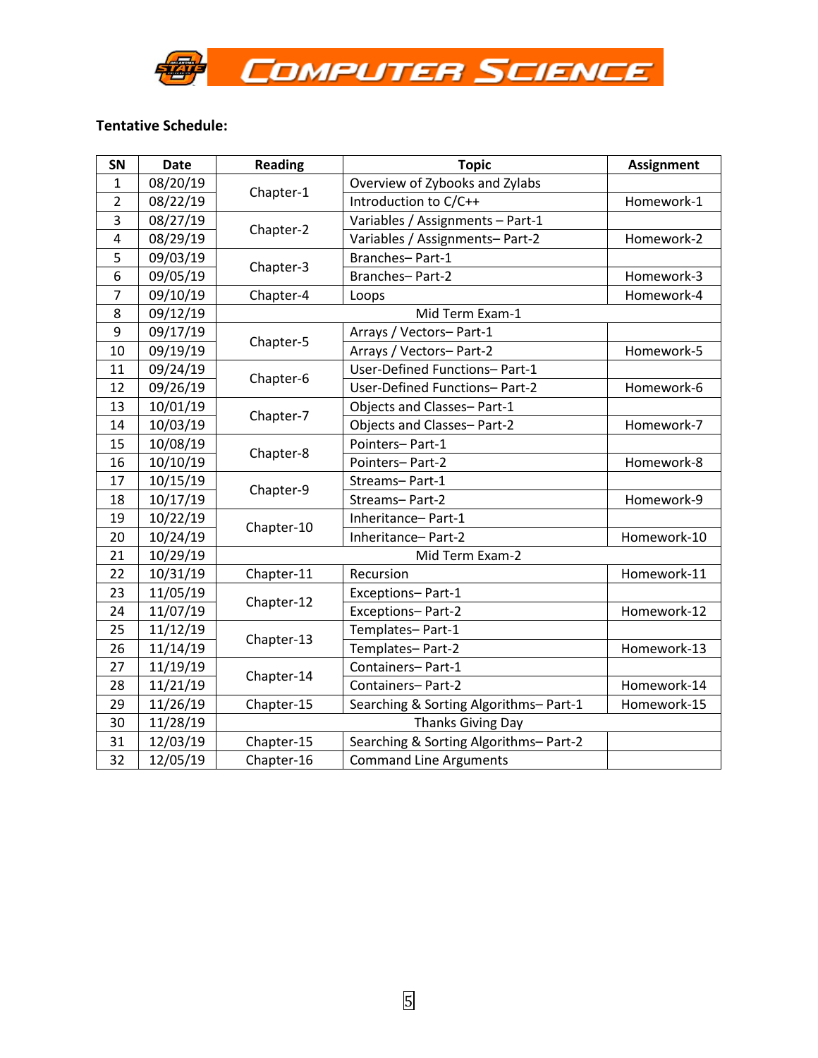**Tentative Schedule:**

| SN | Date | Reading | Topic | Assignment |
|---|---|---|---|---|
| 1 | 08/20/19 | Chapter-1 | Overview of Zybooks and Zylabs | |
| 2 | 08/22/19 | | Introduction to C/C++ | Homework-1 |
| 3 | 08/27/19 | Chapter-2 | Variables / Assignments – Part-1 | |
| 4 | 08/29/19 | | Variables / Assignments– Part-2 | Homework-2 |
| 5 | 09/03/19 | Chapter-3 | Branches– Part-1 | |
| 6 | 09/05/19 | | Branches– Part-2 | Homework-3 |
| 7 | 09/10/19 | Chapter-4 | Loops | Homework-4 |
| 8 | 09/12/19 | | Mid Term Exam-1 | |
| 9 | 09/17/19 | Chapter-5 | Arrays / Vectors– Part-1 | |
| 10 | 09/19/19 | | Arrays / Vectors– Part-2 | Homework-5 |
| 11 | 09/24/19 | Chapter-6 | User-Defined Functions– Part-1 | |
| 12 | 09/26/19 | | User-Defined Functions– Part-2 | Homework-6 |
| 13 | 10/01/19 | Chapter-7 | Objects and Classes– Part-1 | |
| 14 | 10/03/19 | | Objects and Classes– Part-2 | Homework-7 |
| 15 | 10/08/19 | Chapter-8 | Pointers– Part-1 | |
| 16 | 10/10/19 | | Pointers– Part-2 | Homework-8 |
| 17 | 10/15/19 | Chapter-9 | Streams– Part-1 | |
| 18 | 10/17/19 | | Streams– Part-2 | Homework-9 |
| 19 | 10/22/19 | Chapter-10 | Inheritance– Part-1 | |
| 20 | 10/24/19 | | Inheritance– Part-2 | Homework-10 |
| 21 | 10/29/19 | | Mid Term Exam-2 | |
| 22 | 10/31/19 | Chapter-11 | Recursion | Homework-11 |
| 23 | 11/05/19 | Chapter-12 | Exceptions– Part-1 | |
| 24 | 11/07/19 | | Exceptions– Part-2 | Homework-12 |
| 25 | 11/12/19 | Chapter-13 | Templates– Part-1 | |
| 26 | 11/14/19 | | Templates– Part-2 | Homework-13 |
| 27 | 11/19/19 | Chapter-14 | Containers– Part-1 | |
| 28 | 11/21/19 | | Containers– Part-2 | Homework-14 |
| 29 | 11/26/19 | Chapter-15 | Searching & Sorting Algorithms– Part-1 | Homework-15 |
| 30 | 11/28/19 | | Thanks Giving Day | |
| 31 | 12/03/19 | Chapter-15 | Searching & Sorting Algorithms– Part-2 | |
| 32 | 12/05/19 | Chapter-16 | Command Line Arguments | |